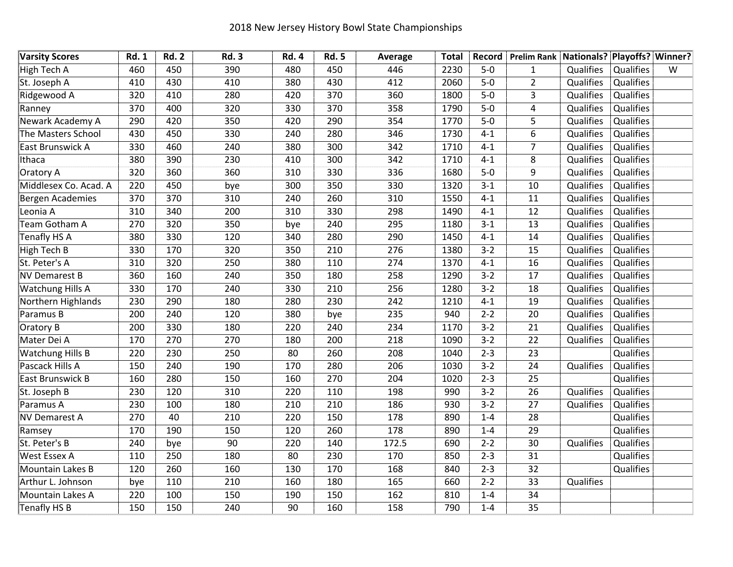# 2018 New Jersey History Bowl State Championships

| Varsity Scores | Rd. 1 | Rd. 2 | Rd. 3 | Rd. 4 | Rd. 5 | Average | Total | Record | Prelim Rank | Nationals? | Playoffs? | Winner? |
|---|---|---|---|---|---|---|---|---|---|---|---|---|
| High Tech A | 460 | 450 | 390 | 480 | 450 | 446 | 2230 | 5-0 | 1 | Qualifies | Qualifies | W |
| St. Joseph A | 410 | 430 | 410 | 380 | 430 | 412 | 2060 | 5-0 | 2 | Qualifies | Qualifies | |
| Ridgewood A | 320 | 410 | 280 | 420 | 370 | 360 | 1800 | 5-0 | 3 | Qualifies | Qualifies | |
| Ranney | 370 | 400 | 320 | 330 | 370 | 358 | 1790 | 5-0 | 4 | Qualifies | Qualifies | |
| Newark Academy A | 290 | 420 | 350 | 420 | 290 | 354 | 1770 | 5-0 | 5 | Qualifies | Qualifies | |
| The Masters School | 430 | 450 | 330 | 240 | 280 | 346 | 1730 | 4-1 | 6 | Qualifies | Qualifies | |
| East Brunswick A | 330 | 460 | 240 | 380 | 300 | 342 | 1710 | 4-1 | 7 | Qualifies | Qualifies | |
| Ithaca | 380 | 390 | 230 | 410 | 300 | 342 | 1710 | 4-1 | 8 | Qualifies | Qualifies | |
| Oratory A | 320 | 360 | 360 | 310 | 330 | 336 | 1680 | 5-0 | 9 | Qualifies | Qualifies | |
| Middlesex Co. Acad. A | 220 | 450 | bye | 300 | 350 | 330 | 1320 | 3-1 | 10 | Qualifies | Qualifies | |
| Bergen Academies | 370 | 370 | 310 | 240 | 260 | 310 | 1550 | 4-1 | 11 | Qualifies | Qualifies | |
| Leonia A | 310 | 340 | 200 | 310 | 330 | 298 | 1490 | 4-1 | 12 | Qualifies | Qualifies | |
| Team Gotham A | 270 | 320 | 350 | bye | 240 | 295 | 1180 | 3-1 | 13 | Qualifies | Qualifies | |
| Tenafly HS A | 380 | 330 | 120 | 340 | 280 | 290 | 1450 | 4-1 | 14 | Qualifies | Qualifies | |
| High Tech B | 330 | 170 | 320 | 350 | 210 | 276 | 1380 | 3-2 | 15 | Qualifies | Qualifies | |
| St. Peter's A | 310 | 320 | 250 | 380 | 110 | 274 | 1370 | 4-1 | 16 | Qualifies | Qualifies | |
| NV Demarest B | 360 | 160 | 240 | 350 | 180 | 258 | 1290 | 3-2 | 17 | Qualifies | Qualifies | |
| Watchung Hills A | 330 | 170 | 240 | 330 | 210 | 256 | 1280 | 3-2 | 18 | Qualifies | Qualifies | |
| Northern Highlands | 230 | 290 | 180 | 280 | 230 | 242 | 1210 | 4-1 | 19 | Qualifies | Qualifies | |
| Paramus B | 200 | 240 | 120 | 380 | bye | 235 | 940 | 2-2 | 20 | Qualifies | Qualifies | |
| Oratory B | 200 | 330 | 180 | 220 | 240 | 234 | 1170 | 3-2 | 21 | Qualifies | Qualifies | |
| Mater Dei A | 170 | 270 | 270 | 180 | 200 | 218 | 1090 | 3-2 | 22 | Qualifies | Qualifies | |
| Watchung Hills B | 220 | 230 | 250 | 80 | 260 | 208 | 1040 | 2-3 | 23 | | Qualifies | |
| Pascack Hills A | 150 | 240 | 190 | 170 | 280 | 206 | 1030 | 3-2 | 24 | Qualifies | Qualifies | |
| East Brunswick B | 160 | 280 | 150 | 160 | 270 | 204 | 1020 | 2-3 | 25 | | Qualifies | |
| St. Joseph B | 230 | 120 | 310 | 220 | 110 | 198 | 990 | 3-2 | 26 | Qualifies | Qualifies | |
| Paramus A | 230 | 100 | 180 | 210 | 210 | 186 | 930 | 3-2 | 27 | Qualifies | Qualifies | |
| NV Demarest A | 270 | 40 | 210 | 220 | 150 | 178 | 890 | 1-4 | 28 | | Qualifies | |
| Ramsey | 170 | 190 | 150 | 120 | 260 | 178 | 890 | 1-4 | 29 | | Qualifies | |
| St. Peter's B | 240 | bye | 90 | 220 | 140 | 172.5 | 690 | 2-2 | 30 | Qualifies | Qualifies | |
| West Essex A | 110 | 250 | 180 | 80 | 230 | 170 | 850 | 2-3 | 31 | | Qualifies | |
| Mountain Lakes B | 120 | 260 | 160 | 130 | 170 | 168 | 840 | 2-3 | 32 | | Qualifies | |
| Arthur L. Johnson | bye | 110 | 210 | 160 | 180 | 165 | 660 | 2-2 | 33 | Qualifies | | |
| Mountain Lakes A | 220 | 100 | 150 | 190 | 150 | 162 | 810 | 1-4 | 34 | | | |
| Tenafly HS B | 150 | 150 | 240 | 90 | 160 | 158 | 790 | 1-4 | 35 | | | |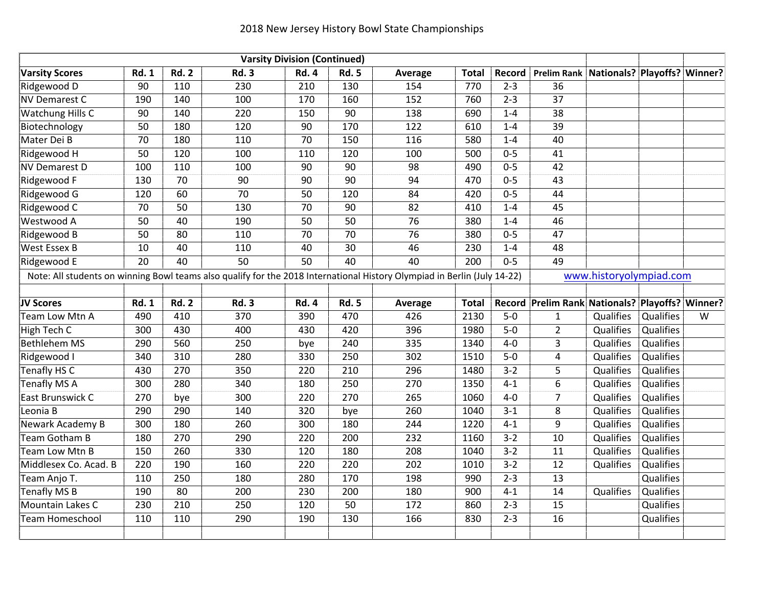2018 New Jersey History Bowl State Championships

| Varsity Division (Continued) | | | | | | | | | | | | |
|---|---|---|---|---|---|---|---|---|---|---|---|---|
| **Varsity Scores** | **Rd. 1** | **Rd. 2** | **Rd. 3** | **Rd. 4** | **Rd. 5** | **Average** | **Total** | **Record** | **Prelim Rank** | **Nationals?** | **Playoffs?** | **Winner?** |
| Ridgewood D | 90 | 110 | 230 | 210 | 130 | 154 | 770 | 2-3 | 36 | | | |
| NV Demarest C | 190 | 140 | 100 | 170 | 160 | 152 | 760 | 2-3 | 37 | | | |
| Watchung Hills C | 90 | 140 | 220 | 150 | 90 | 138 | 690 | 1-4 | 38 | | | |
| Biotechnology | 50 | 180 | 120 | 90 | 170 | 122 | 610 | 1-4 | 39 | | | |
| Mater Dei B | 70 | 180 | 110 | 70 | 150 | 116 | 580 | 1-4 | 40 | | | |
| Ridgewood H | 50 | 120 | 100 | 110 | 120 | 100 | 500 | 0-5 | 41 | | | |
| NV Demarest D | 100 | 110 | 100 | 90 | 90 | 98 | 490 | 0-5 | 42 | | | |
| Ridgewood F | 130 | 70 | 90 | 90 | 90 | 94 | 470 | 0-5 | 43 | | | |
| Ridgewood G | 120 | 60 | 70 | 50 | 120 | 84 | 420 | 0-5 | 44 | | | |
| Ridgewood C | 70 | 50 | 130 | 70 | 90 | 82 | 410 | 1-4 | 45 | | | |
| Westwood A | 50 | 40 | 190 | 50 | 50 | 76 | 380 | 1-4 | 46 | | | |
| Ridgewood B | 50 | 80 | 110 | 70 | 70 | 76 | 380 | 0-5 | 47 | | | |
| West Essex B | 10 | 40 | 110 | 40 | 30 | 46 | 230 | 1-4 | 48 | | | |
| Ridgewood E | 20 | 40 | 50 | 50 | 40 | 40 | 200 | 0-5 | 49 | | | |

Note: All students on winning Bowl teams also qualify for the 2018 International History Olympiad in Berlin (July 14-22) www.historyolympiad.com

| **JV Scores** | **Rd. 1** | **Rd. 2** | **Rd. 3** | **Rd. 4** | **Rd. 5** | **Average** | **Total** | **Record** | **Prelim Rank** | **Nationals?** | **Playoffs?** | **Winner?** |
|---|---|---|---|---|---|---|---|---|---|---|---|---|
| Team Low Mtn A | 490 | 410 | 370 | 390 | 470 | 426 | 2130 | 5-0 | 1 | Qualifies | Qualifies | W |
| High Tech C | 300 | 430 | 400 | 430 | 420 | 396 | 1980 | 5-0 | 2 | Qualifies | Qualifies | |
| Bethlehem MS | 290 | 560 | 250 | bye | 240 | 335 | 1340 | 4-0 | 3 | Qualifies | Qualifies | |
| Ridgewood I | 340 | 310 | 280 | 330 | 250 | 302 | 1510 | 5-0 | 4 | Qualifies | Qualifies | |
| Tenafly HS C | 430 | 270 | 350 | 220 | 210 | 296 | 1480 | 3-2 | 5 | Qualifies | Qualifies | |
| Tenafly MS A | 300 | 280 | 340 | 180 | 250 | 270 | 1350 | 4-1 | 6 | Qualifies | Qualifies | |
| East Brunswick C | 270 | bye | 300 | 220 | 270 | 265 | 1060 | 4-0 | 7 | Qualifies | Qualifies | |
| Leonia B | 290 | 290 | 140 | 320 | bye | 260 | 1040 | 3-1 | 8 | Qualifies | Qualifies | |
| Newark Academy B | 300 | 180 | 260 | 300 | 180 | 244 | 1220 | 4-1 | 9 | Qualifies | Qualifies | |
| Team Gotham B | 180 | 270 | 290 | 220 | 200 | 232 | 1160 | 3-2 | 10 | Qualifies | Qualifies | |
| Team Low Mtn B | 150 | 260 | 330 | 120 | 180 | 208 | 1040 | 3-2 | 11 | Qualifies | Qualifies | |
| Middlesex Co. Acad. B | 220 | 190 | 160 | 220 | 220 | 202 | 1010 | 3-2 | 12 | Qualifies | Qualifies | |
| Team Anjo T. | 110 | 250 | 180 | 280 | 170 | 198 | 990 | 2-3 | 13 | | Qualifies | |
| Tenafly MS B | 190 | 80 | 200 | 230 | 200 | 180 | 900 | 4-1 | 14 | Qualifies | Qualifies | |
| Mountain Lakes C | 230 | 210 | 250 | 120 | 50 | 172 | 860 | 2-3 | 15 | | Qualifies | |
| Team Homeschool | 110 | 110 | 290 | 190 | 130 | 166 | 830 | 2-3 | 16 | | Qualifies | |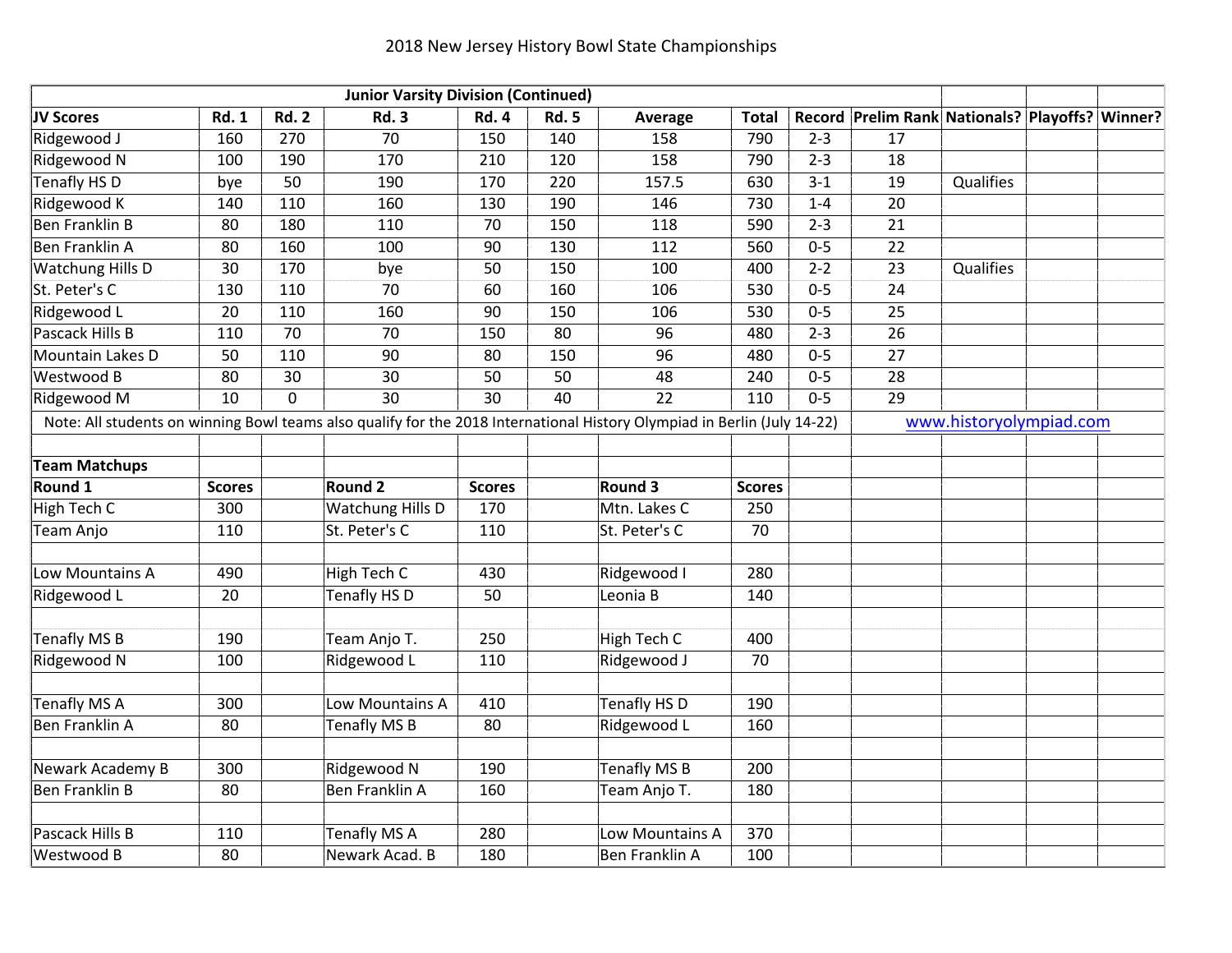## 2018 New Jersey History Bowl State Championships

| Junior Varsity Division (Continued) | | | | | | | | | | | | |
|---|---|---|---|---|---|---|---|---|---|---|---|---|
| **JV Scores** | **Rd. 1** | **Rd. 2** | **Rd. 3** | **Rd. 4** | **Rd. 5** | **Average** | **Total** | **Record** | **Prelim Rank** | **Nationals?** | **Playoffs?** | **Winner?** |
| Ridgewood J | 160 | 270 | 70 | 150 | 140 | 158 | 790 | 2-3 | 17 | | | |
| Ridgewood N | 100 | 190 | 170 | 210 | 120 | 158 | 790 | 2-3 | 18 | | | |
| Tenafly HS D | bye | 50 | 190 | 170 | 220 | 157.5 | 630 | 3-1 | 19 | Qualifies | | |
| Ridgewood K | 140 | 110 | 160 | 130 | 190 | 146 | 730 | 1-4 | 20 | | | |
| Ben Franklin B | 80 | 180 | 110 | 70 | 150 | 118 | 590 | 2-3 | 21 | | | |
| Ben Franklin A | 80 | 160 | 100 | 90 | 130 | 112 | 560 | 0-5 | 22 | | | |
| Watchung Hills D | 30 | 170 | bye | 50 | 150 | 100 | 400 | 2-2 | 23 | Qualifies | | |
| St. Peter's C | 130 | 110 | 70 | 60 | 160 | 106 | 530 | 0-5 | 24 | | | |
| Ridgewood L | 20 | 110 | 160 | 90 | 150 | 106 | 530 | 0-5 | 25 | | | |
| Pascack Hills B | 110 | 70 | 70 | 150 | 80 | 96 | 480 | 2-3 | 26 | | | |
| Mountain Lakes D | 50 | 110 | 90 | 80 | 150 | 96 | 480 | 0-5 | 27 | | | |
| Westwood B | 80 | 30 | 30 | 50 | 50 | 48 | 240 | 0-5 | 28 | | | |
| Ridgewood M | 10 | 0 | 30 | 30 | 40 | 22 | 110 | 0-5 | 29 | | | |

Note: All students on winning Bowl teams also qualify for the 2018 International History Olympiad in Berlin (July 14-22) www.historyolympiad.com

**Team Matchups**

| Round 1 | Scores | Round 2 | Scores | Round 3 | Scores |
|---|---|---|---|---|---|
| High Tech C | 300 | Watchung Hills D | 170 | Mtn. Lakes C | 250 |
| Team Anjo | 110 | St. Peter's C | 110 | St. Peter's C | 70 |
| | | | | | |
| Low Mountains A | 490 | High Tech C | 430 | Ridgewood I | 280 |
| Ridgewood L | 20 | Tenafly HS D | 50 | Leonia B | 140 |
| | | | | | |
| Tenafly MS B | 190 | Team Anjo T. | 250 | High Tech C | 400 |
| Ridgewood N | 100 | Ridgewood L | 110 | Ridgewood J | 70 |
| | | | | | |
| Tenafly MS A | 300 | Low Mountains A | 410 | Tenafly HS D | 190 |
| Ben Franklin A | 80 | Tenafly MS B | 80 | Ridgewood L | 160 |
| | | | | | |
| Newark Academy B | 300 | Ridgewood N | 190 | Tenafly MS B | 200 |
| Ben Franklin B | 80 | Ben Franklin A | 160 | Team Anjo T. | 180 |
| | | | | | |
| Pascack Hills B | 110 | Tenafly MS A | 280 | Low Mountains A | 370 |
| Westwood B | 80 | Newark Acad. B | 180 | Ben Franklin A | 100 |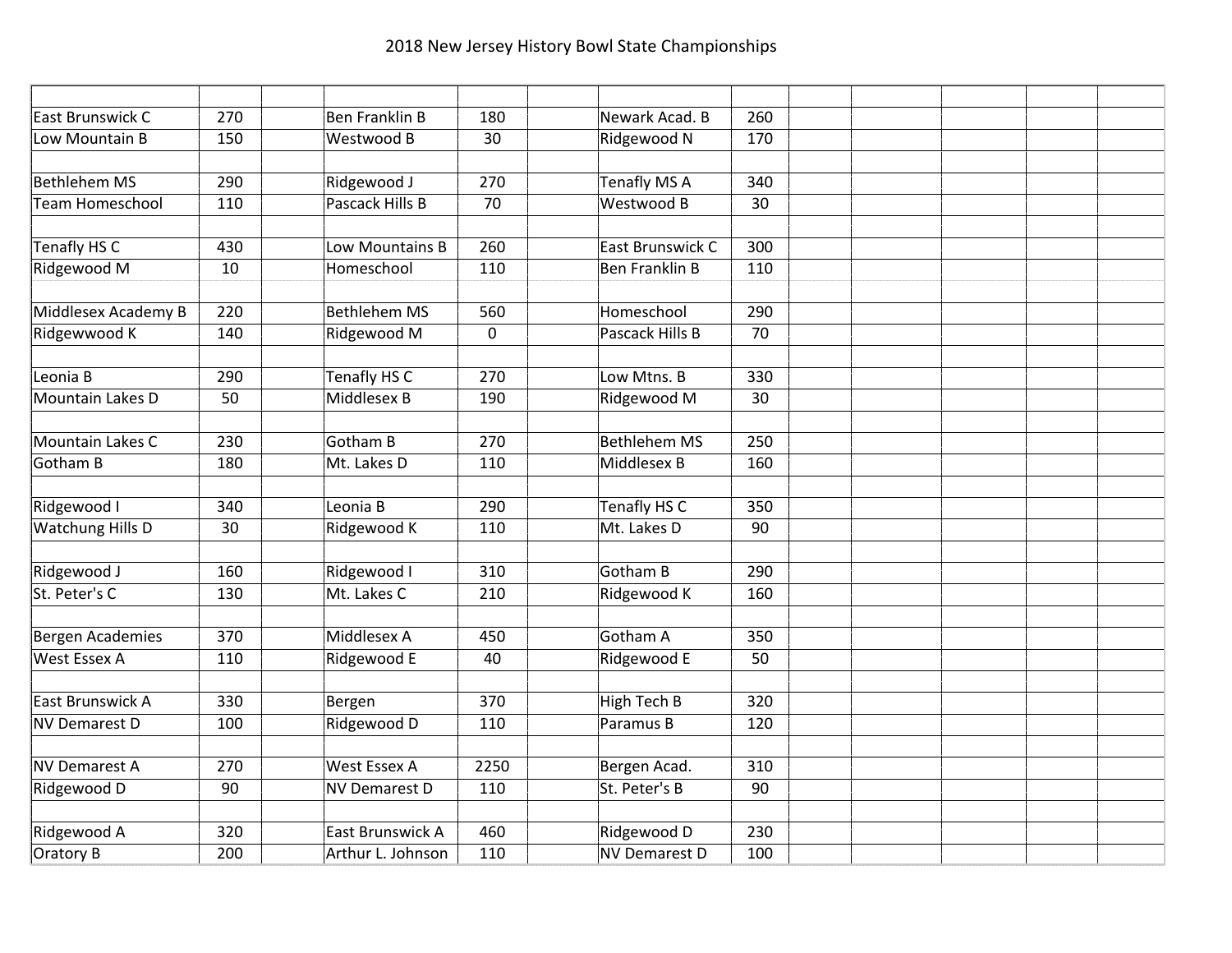# 2018 New Jersey History Bowl State Championships

| | | | | | | | | | | | | | | |
|---|---|---|---|---|---|---|---|---|---|---|---|---|---|---|
| | | | | | | | | | | | | | | |
| East Brunswick C | 270 | | Ben Franklin B | 180 | | Newark Acad. B | 260 | | | | | | | |
| Low Mountain B | 150 | | Westwood B | 30 | | Ridgewood N | 170 | | | | | | | |
| | | | | | | | | | | | | | | |
| Bethlehem MS | 290 | | Ridgewood J | 270 | | Tenafly MS A | 340 | | | | | | | |
| Team Homeschool | 110 | | Pascack Hills B | 70 | | Westwood B | 30 | | | | | | | |
| | | | | | | | | | | | | | | |
| Tenafly HS C | 430 | | Low Mountains B | 260 | | East Brunswick C | 300 | | | | | | | |
| Ridgewood M | 10 | | Homeschool | 110 | | Ben Franklin B | 110 | | | | | | | |
| | | | | | | | | | | | | | | |
| Middlesex Academy B | 220 | | Bethlehem MS | 560 | | Homeschool | 290 | | | | | | | |
| Ridgewwood K | 140 | | Ridgewood M | 0 | | Pascack Hills B | 70 | | | | | | | |
| | | | | | | | | | | | | | | |
| Leonia B | 290 | | Tenafly HS C | 270 | | Low Mtns. B | 330 | | | | | | | |
| Mountain Lakes D | 50 | | Middlesex B | 190 | | Ridgewood M | 30 | | | | | | | |
| | | | | | | | | | | | | | | |
| Mountain Lakes C | 230 | | Gotham B | 270 | | Bethlehem MS | 250 | | | | | | | |
| Gotham B | 180 | | Mt. Lakes D | 110 | | Middlesex B | 160 | | | | | | | |
| | | | | | | | | | | | | | | |
| Ridgewood I | 340 | | Leonia B | 290 | | Tenafly HS C | 350 | | | | | | | |
| Watchung Hills D | 30 | | Ridgewood K | 110 | | Mt. Lakes D | 90 | | | | | | | |
| | | | | | | | | | | | | | | |
| Ridgewood J | 160 | | Ridgewood I | 310 | | Gotham B | 290 | | | | | | | |
| St. Peter's C | 130 | | Mt. Lakes C | 210 | | Ridgewood K | 160 | | | | | | | |
| | | | | | | | | | | | | | | |
| Bergen Academies | 370 | | Middlesex A | 450 | | Gotham A | 350 | | | | | | | |
| West Essex A | 110 | | Ridgewood E | 40 | | Ridgewood E | 50 | | | | | | | |
| | | | | | | | | | | | | | | |
| East Brunswick A | 330 | | Bergen | 370 | | High Tech B | 320 | | | | | | | |
| NV Demarest D | 100 | | Ridgewood D | 110 | | Paramus B | 120 | | | | | | | |
| | | | | | | | | | | | | | | |
| NV Demarest A | 270 | | West Essex A | 2250 | | Bergen Acad. | 310 | | | | | | | |
| Ridgewood D | 90 | | NV Demarest D | 110 | | St. Peter's B | 90 | | | | | | | |
| | | | | | | | | | | | | | | |
| Ridgewood A | 320 | | East Brunswick A | 460 | | Ridgewood D | 230 | | | | | | | |
| Oratory B | 200 | | Arthur L. Johnson | 110 | | NV Demarest D | 100 | | | | | | | |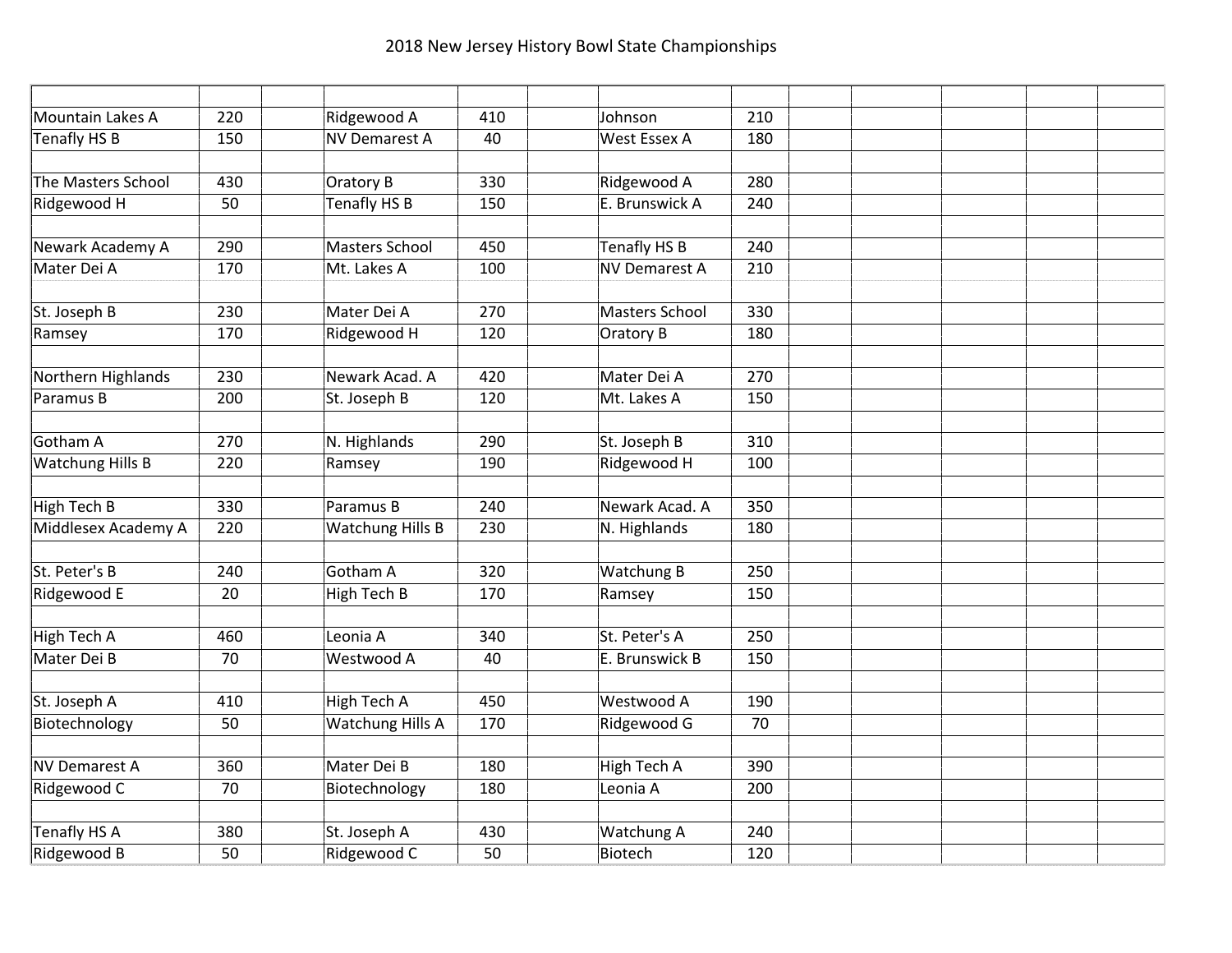# 2018 New Jersey History Bowl State Championships

| | | | | | | | | | | | | |
|---|---|---|---|---|---|---|---|---|---|---|---|---|
| Mountain Lakes A | 220 | | Ridgewood A | 410 | | Johnson | 210 | | | | | |
| Tenafly HS B | 150 | | NV Demarest A | 40 | | West Essex A | 180 | | | | | |
| | | | | | | | | | | | | |
| The Masters School | 430 | | Oratory B | 330 | | Ridgewood A | 280 | | | | | |
| Ridgewood H | 50 | | Tenafly HS B | 150 | | E. Brunswick A | 240 | | | | | |
| | | | | | | | | | | | | |
| Newark Academy A | 290 | | Masters School | 450 | | Tenafly HS B | 240 | | | | | |
| Mater Dei A | 170 | | Mt. Lakes A | 100 | | NV Demarest A | 210 | | | | | |
| | | | | | | | | | | | | |
| St. Joseph B | 230 | | Mater Dei A | 270 | | Masters School | 330 | | | | | |
| Ramsey | 170 | | Ridgewood H | 120 | | Oratory B | 180 | | | | | |
| | | | | | | | | | | | | |
| Northern Highlands | 230 | | Newark Acad. A | 420 | | Mater Dei A | 270 | | | | | |
| Paramus B | 200 | | St. Joseph B | 120 | | Mt. Lakes A | 150 | | | | | |
| | | | | | | | | | | | | |
| Gotham A | 270 | | N. Highlands | 290 | | St. Joseph B | 310 | | | | | |
| Watchung Hills B | 220 | | Ramsey | 190 | | Ridgewood H | 100 | | | | | |
| | | | | | | | | | | | | |
| High Tech B | 330 | | Paramus B | 240 | | Newark Acad. A | 350 | | | | | |
| Middlesex Academy A | 220 | | Watchung Hills B | 230 | | N. Highlands | 180 | | | | | |
| | | | | | | | | | | | | |
| St. Peter's B | 240 | | Gotham A | 320 | | Watchung B | 250 | | | | | |
| Ridgewood E | 20 | | High Tech B | 170 | | Ramsey | 150 | | | | | |
| | | | | | | | | | | | | |
| High Tech A | 460 | | Leonia A | 340 | | St. Peter's A | 250 | | | | | |
| Mater Dei B | 70 | | Westwood A | 40 | | E. Brunswick B | 150 | | | | | |
| | | | | | | | | | | | | |
| St. Joseph A | 410 | | High Tech A | 450 | | Westwood A | 190 | | | | | |
| Biotechnology | 50 | | Watchung Hills A | 170 | | Ridgewood G | 70 | | | | | |
| | | | | | | | | | | | | |
| NV Demarest A | 360 | | Mater Dei B | 180 | | High Tech A | 390 | | | | | |
| Ridgewood C | 70 | | Biotechnology | 180 | | Leonia A | 200 | | | | | |
| | | | | | | | | | | | | |
| Tenafly HS A | 380 | | St. Joseph A | 430 | | Watchung A | 240 | | | | | |
| Ridgewood B | 50 | | Ridgewood C | 50 | | Biotech | 120 | | | | | |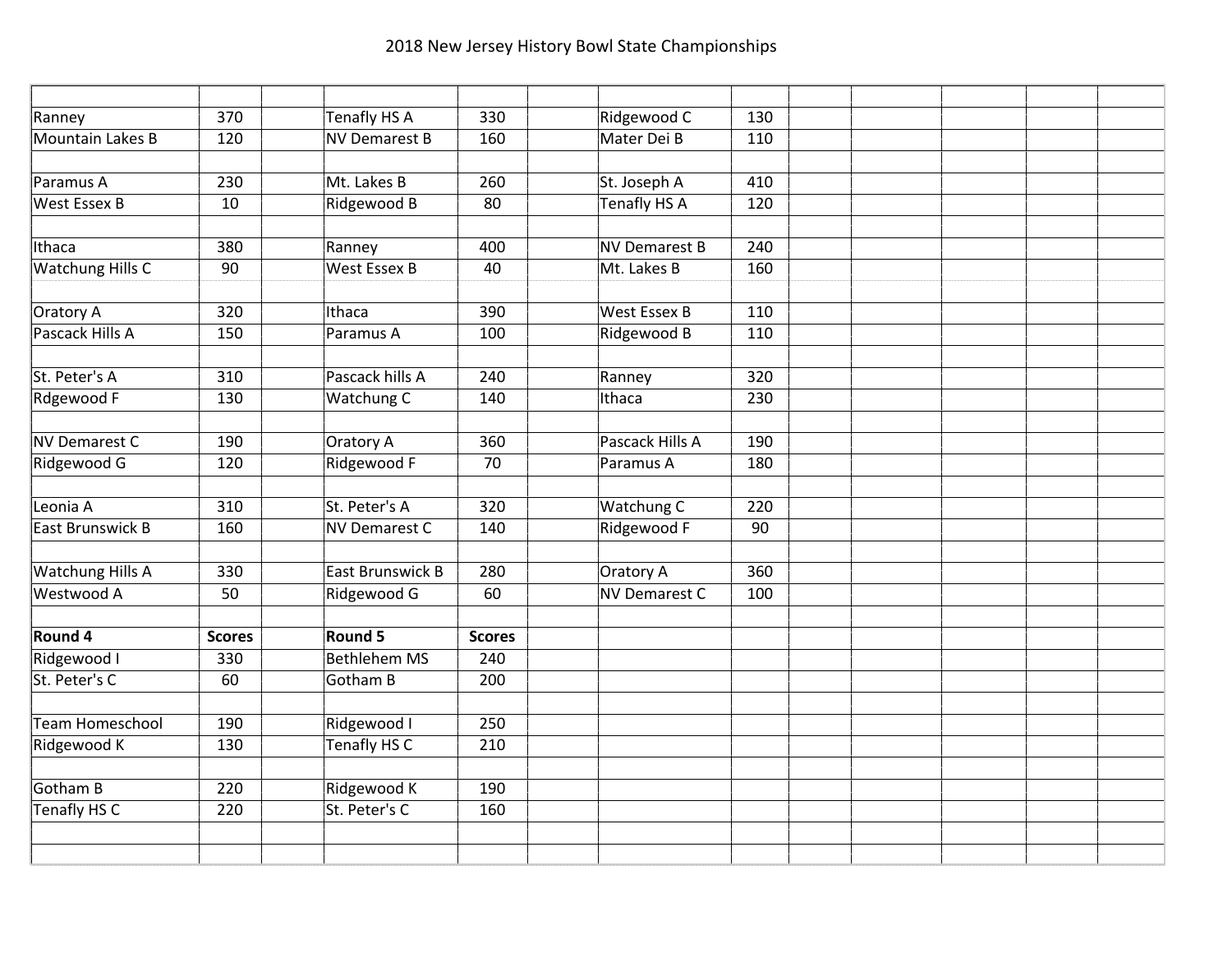# 2018 New Jersey History Bowl State Championships

| | | | | | | | | |
|---|---|---|---|---|---|---|---|---|
| Ranney | 370 | | Tenafly HS A | 330 | | Ridgewood C | 130 | |
| Mountain Lakes B | 120 | | NV Demarest B | 160 | | Mater Dei B | 110 | |
| | | | | | | | | |
| Paramus A | 230 | | Mt. Lakes B | 260 | | St. Joseph A | 410 | |
| West Essex B | 10 | | Ridgewood B | 80 | | Tenafly HS A | 120 | |
| | | | | | | | | |
| Ithaca | 380 | | Ranney | 400 | | NV Demarest B | 240 | |
| Watchung Hills C | 90 | | West Essex B | 40 | | Mt. Lakes B | 160 | |
| | | | | | | | | |
| Oratory A | 320 | | Ithaca | 390 | | West Essex B | 110 | |
| Pascack Hills A | 150 | | Paramus A | 100 | | Ridgewood B | 110 | |
| | | | | | | | | |
| St. Peter's A | 310 | | Pascack hills A | 240 | | Ranney | 320 | |
| Rdgewood F | 130 | | Watchung C | 140 | | Ithaca | 230 | |
| | | | | | | | | |
| NV Demarest C | 190 | | Oratory A | 360 | | Pascack Hills A | 190 | |
| Ridgewood G | 120 | | Ridgewood F | 70 | | Paramus A | 180 | |
| | | | | | | | | |
| Leonia A | 310 | | St. Peter's A | 320 | | Watchung C | 220 | |
| East Brunswick B | 160 | | NV Demarest C | 140 | | Ridgewood F | 90 | |
| | | | | | | | | |
| Watchung Hills A | 330 | | East Brunswick B | 280 | | Oratory A | 360 | |
| Westwood A | 50 | | Ridgewood G | 60 | | NV Demarest C | 100 | |
| | | | | | | | | |
| **Round 4** | **Scores** | | **Round 5** | **Scores** | | | | |
| Ridgewood I | 330 | | Bethlehem MS | 240 | | | | |
| St. Peter's C | 60 | | Gotham B | 200 | | | | |
| | | | | | | | | |
| Team Homeschool | 190 | | Ridgewood I | 250 | | | | |
| Ridgewood K | 130 | | Tenafly HS C | 210 | | | | |
| | | | | | | | | |
| Gotham B | 220 | | Ridgewood K | 190 | | | | |
| Tenafly HS C | 220 | | St. Peter's C | 160 | | | | |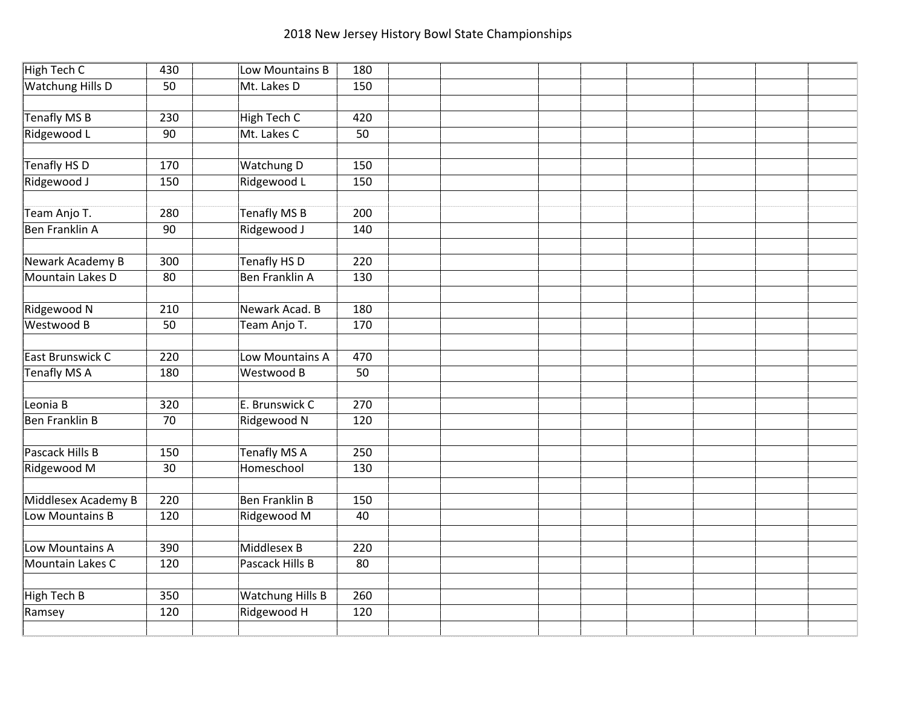# 2018 New Jersey History Bowl State Championships

| | | | | |
|---|---|---|---|---|
| High Tech C | 430 | | Low Mountains B | 180 |
| Watchung Hills D | 50 | | Mt. Lakes D | 150 |
| | | | | |
| Tenafly MS B | 230 | | High Tech C | 420 |
| Ridgewood L | 90 | | Mt. Lakes C | 50 |
| | | | | |
| Tenafly HS D | 170 | | Watchung D | 150 |
| Ridgewood J | 150 | | Ridgewood L | 150 |
| | | | | |
| Team Anjo T. | 280 | | Tenafly MS B | 200 |
| Ben Franklin A | 90 | | Ridgewood J | 140 |
| | | | | |
| Newark Academy B | 300 | | Tenafly HS D | 220 |
| Mountain Lakes D | 80 | | Ben Franklin A | 130 |
| | | | | |
| Ridgewood N | 210 | | Newark Acad. B | 180 |
| Westwood B | 50 | | Team Anjo T. | 170 |
| | | | | |
| East Brunswick C | 220 | | Low Mountains A | 470 |
| Tenafly MS A | 180 | | Westwood B | 50 |
| | | | | |
| Leonia B | 320 | | E. Brunswick C | 270 |
| Ben Franklin B | 70 | | Ridgewood N | 120 |
| | | | | |
| Pascack Hills B | 150 | | Tenafly MS A | 250 |
| Ridgewood M | 30 | | Homeschool | 130 |
| | | | | |
| Middlesex Academy B | 220 | | Ben Franklin B | 150 |
| Low Mountains B | 120 | | Ridgewood M | 40 |
| | | | | |
| Low Mountains A | 390 | | Middlesex B | 220 |
| Mountain Lakes C | 120 | | Pascack Hills B | 80 |
| | | | | |
| High Tech B | 350 | | Watchung Hills B | 260 |
| Ramsey | 120 | | Ridgewood H | 120 |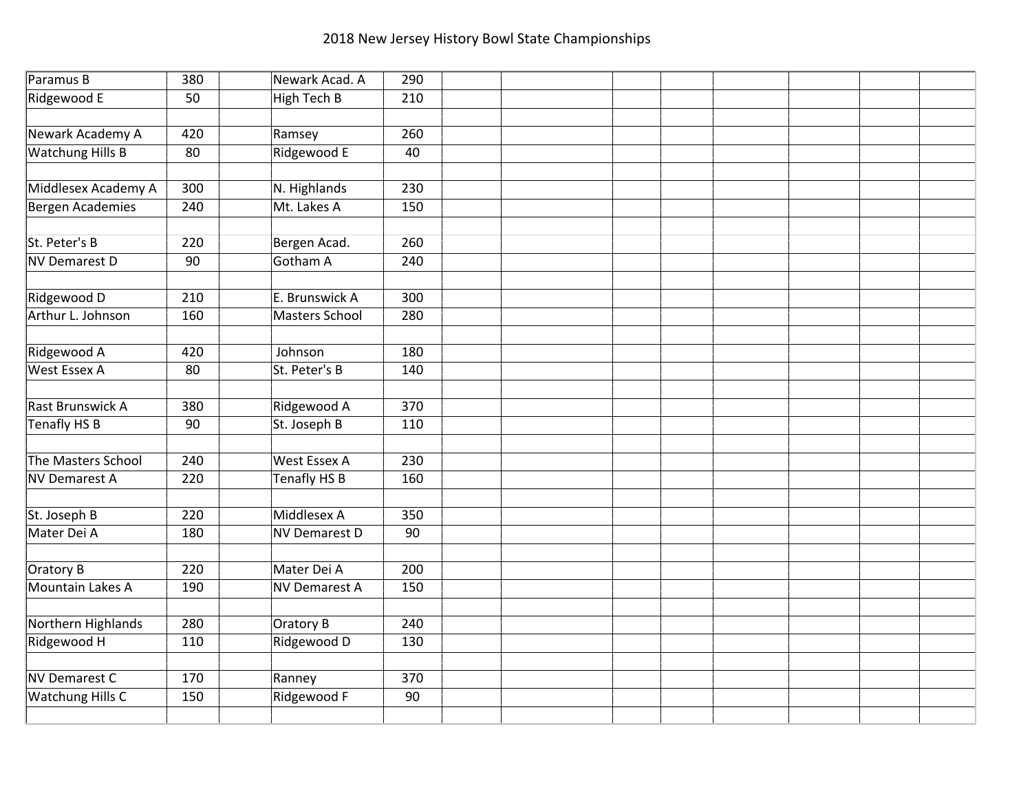# 2018 New Jersey History Bowl State Championships

| | | | | |
|---|---|---|---|---|
| Paramus B | 380 | | Newark Acad. A | 290 |
| Ridgewood E | 50 | | High Tech B | 210 |
| | | | | |
| Newark Academy A | 420 | | Ramsey | 260 |
| Watchung Hills B | 80 | | Ridgewood E | 40 |
| | | | | |
| Middlesex Academy A | 300 | | N. Highlands | 230 |
| Bergen Academies | 240 | | Mt. Lakes A | 150 |
| | | | | |
| St. Peter's B | 220 | | Bergen Acad. | 260 |
| NV Demarest D | 90 | | Gotham A | 240 |
| | | | | |
| Ridgewood D | 210 | | E. Brunswick A | 300 |
| Arthur L. Johnson | 160 | | Masters School | 280 |
| | | | | |
| Ridgewood A | 420 | | Johnson | 180 |
| West Essex A | 80 | | St. Peter's B | 140 |
| | | | | |
| Rast Brunswick A | 380 | | Ridgewood A | 370 |
| Tenafly HS B | 90 | | St. Joseph B | 110 |
| | | | | |
| The Masters School | 240 | | West Essex A | 230 |
| NV Demarest A | 220 | | Tenafly HS B | 160 |
| | | | | |
| St. Joseph B | 220 | | Middlesex A | 350 |
| Mater Dei A | 180 | | NV Demarest D | 90 |
| | | | | |
| Oratory B | 220 | | Mater Dei A | 200 |
| Mountain Lakes A | 190 | | NV Demarest A | 150 |
| | | | | |
| Northern Highlands | 280 | | Oratory B | 240 |
| Ridgewood H | 110 | | Ridgewood D | 130 |
| | | | | |
| NV Demarest C | 170 | | Ranney | 370 |
| Watchung Hills C | 150 | | Ridgewood F | 90 |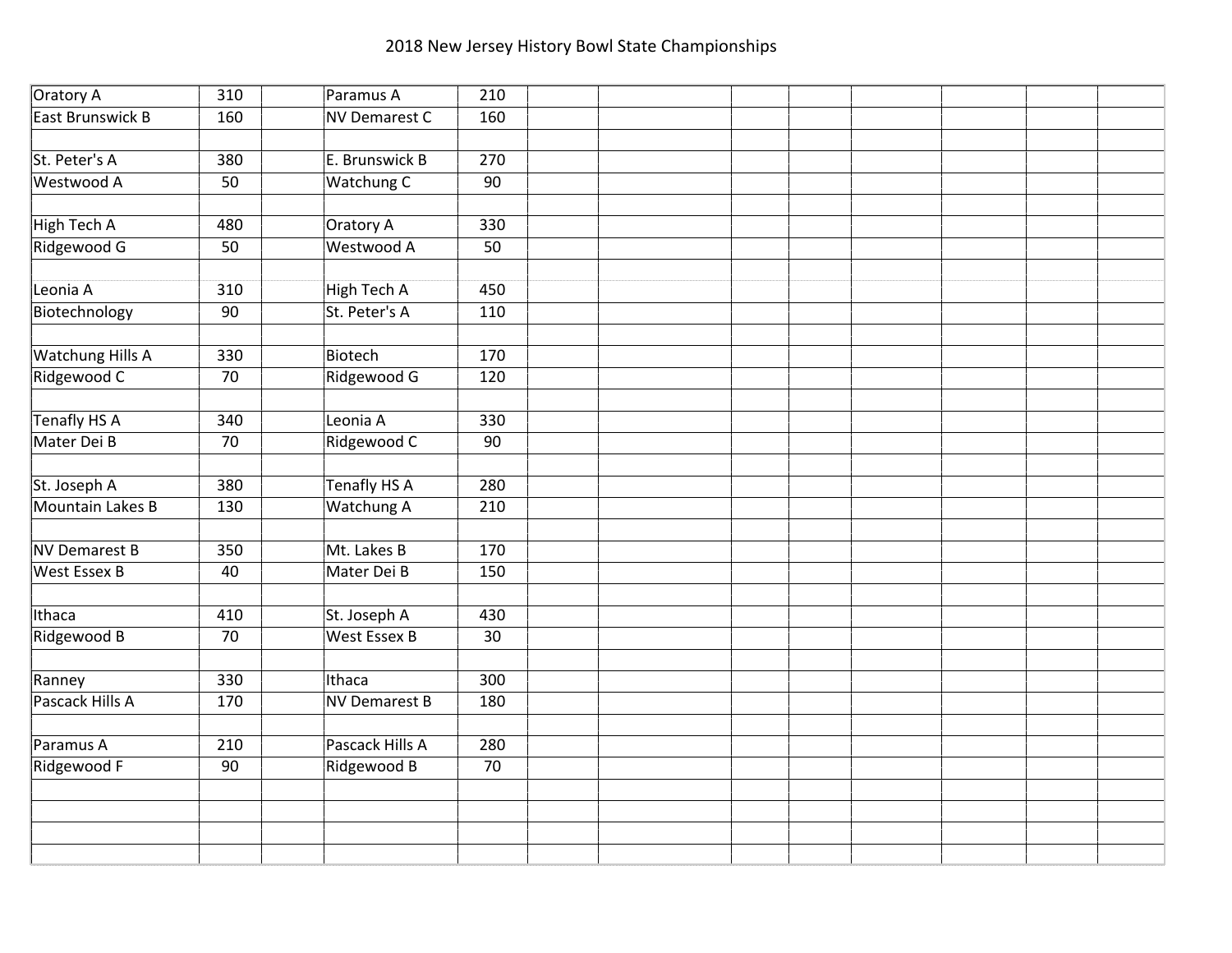# 2018 New Jersey History Bowl State Championships

| | | | | |
|---|---|---|---|---|
| Oratory A | 310 | | Paramus A | 210 |
| East Brunswick B | 160 | | NV Demarest C | 160 |
| | | | | |
| St. Peter's A | 380 | | E. Brunswick B | 270 |
| Westwood A | 50 | | Watchung C | 90 |
| | | | | |
| High Tech A | 480 | | Oratory A | 330 |
| Ridgewood G | 50 | | Westwood A | 50 |
| | | | | |
| Leonia A | 310 | | High Tech A | 450 |
| Biotechnology | 90 | | St. Peter's A | 110 |
| | | | | |
| Watchung Hills A | 330 | | Biotech | 170 |
| Ridgewood C | 70 | | Ridgewood G | 120 |
| | | | | |
| Tenafly HS A | 340 | | Leonia A | 330 |
| Mater Dei B | 70 | | Ridgewood C | 90 |
| | | | | |
| St. Joseph A | 380 | | Tenafly HS A | 280 |
| Mountain Lakes B | 130 | | Watchung A | 210 |
| | | | | |
| NV Demarest B | 350 | | Mt. Lakes B | 170 |
| West Essex B | 40 | | Mater Dei B | 150 |
| | | | | |
| Ithaca | 410 | | St. Joseph A | 430 |
| Ridgewood B | 70 | | West Essex B | 30 |
| | | | | |
| Ranney | 330 | | Ithaca | 300 |
| Pascack Hills A | 170 | | NV Demarest B | 180 |
| | | | | |
| Paramus A | 210 | | Pascack Hills A | 280 |
| Ridgewood F | 90 | | Ridgewood B | 70 |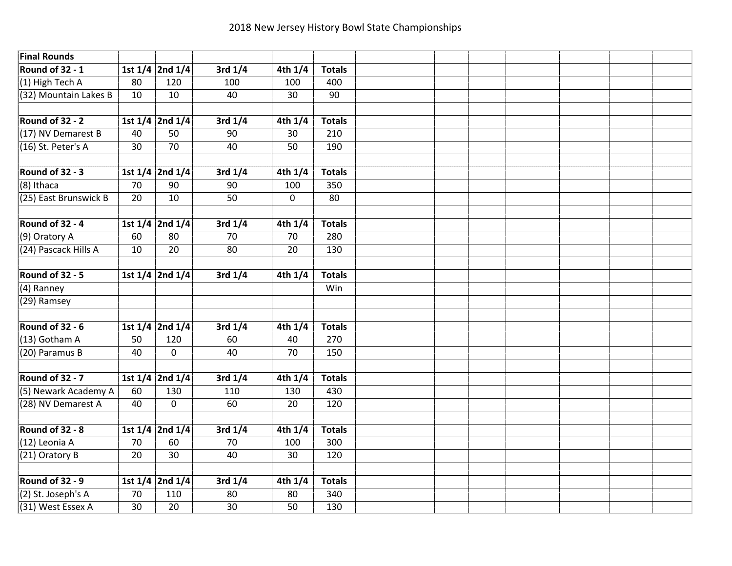2018 New Jersey History Bowl State Championships

| Final Rounds | | | | | |
|---|---|---|---|---|---|
| **Round of 32 - 1** | **1st 1/4** | **2nd 1/4** | **3rd 1/4** | **4th 1/4** | **Totals** |
| (1) High Tech A | 80 | 120 | 100 | 100 | 400 |
| (32) Mountain Lakes B | 10 | 10 | 40 | 30 | 90 |
| | | | | | |
| **Round of 32 - 2** | **1st 1/4** | **2nd 1/4** | **3rd 1/4** | **4th 1/4** | **Totals** |
| (17) NV Demarest B | 40 | 50 | 90 | 30 | 210 |
| (16) St. Peter's A | 30 | 70 | 40 | 50 | 190 |
| | | | | | |
| **Round of 32 - 3** | **1st 1/4** | **2nd 1/4** | **3rd 1/4** | **4th 1/4** | **Totals** |
| (8) Ithaca | 70 | 90 | 90 | 100 | 350 |
| (25) East Brunswick B | 20 | 10 | 50 | 0 | 80 |
| | | | | | |
| **Round of 32 - 4** | **1st 1/4** | **2nd 1/4** | **3rd 1/4** | **4th 1/4** | **Totals** |
| (9) Oratory A | 60 | 80 | 70 | 70 | 280 |
| (24) Pascack Hills A | 10 | 20 | 80 | 20 | 130 |
| | | | | | |
| **Round of 32 - 5** | **1st 1/4** | **2nd 1/4** | **3rd 1/4** | **4th 1/4** | **Totals** |
| (4) Ranney | | | | | Win |
| (29) Ramsey | | | | | |
| | | | | | |
| **Round of 32 - 6** | **1st 1/4** | **2nd 1/4** | **3rd 1/4** | **4th 1/4** | **Totals** |
| (13) Gotham A | 50 | 120 | 60 | 40 | 270 |
| (20) Paramus B | 40 | 0 | 40 | 70 | 150 |
| | | | | | |
| **Round of 32 - 7** | **1st 1/4** | **2nd 1/4** | **3rd 1/4** | **4th 1/4** | **Totals** |
| (5) Newark Academy A | 60 | 130 | 110 | 130 | 430 |
| (28) NV Demarest A | 40 | 0 | 60 | 20 | 120 |
| | | | | | |
| **Round of 32 - 8** | **1st 1/4** | **2nd 1/4** | **3rd 1/4** | **4th 1/4** | **Totals** |
| (12) Leonia A | 70 | 60 | 70 | 100 | 300 |
| (21) Oratory B | 20 | 30 | 40 | 30 | 120 |
| | | | | | |
| **Round of 32 - 9** | **1st 1/4** | **2nd 1/4** | **3rd 1/4** | **4th 1/4** | **Totals** |
| (2) St. Joseph's A | 70 | 110 | 80 | 80 | 340 |
| (31) West Essex A | 30 | 20 | 30 | 50 | 130 |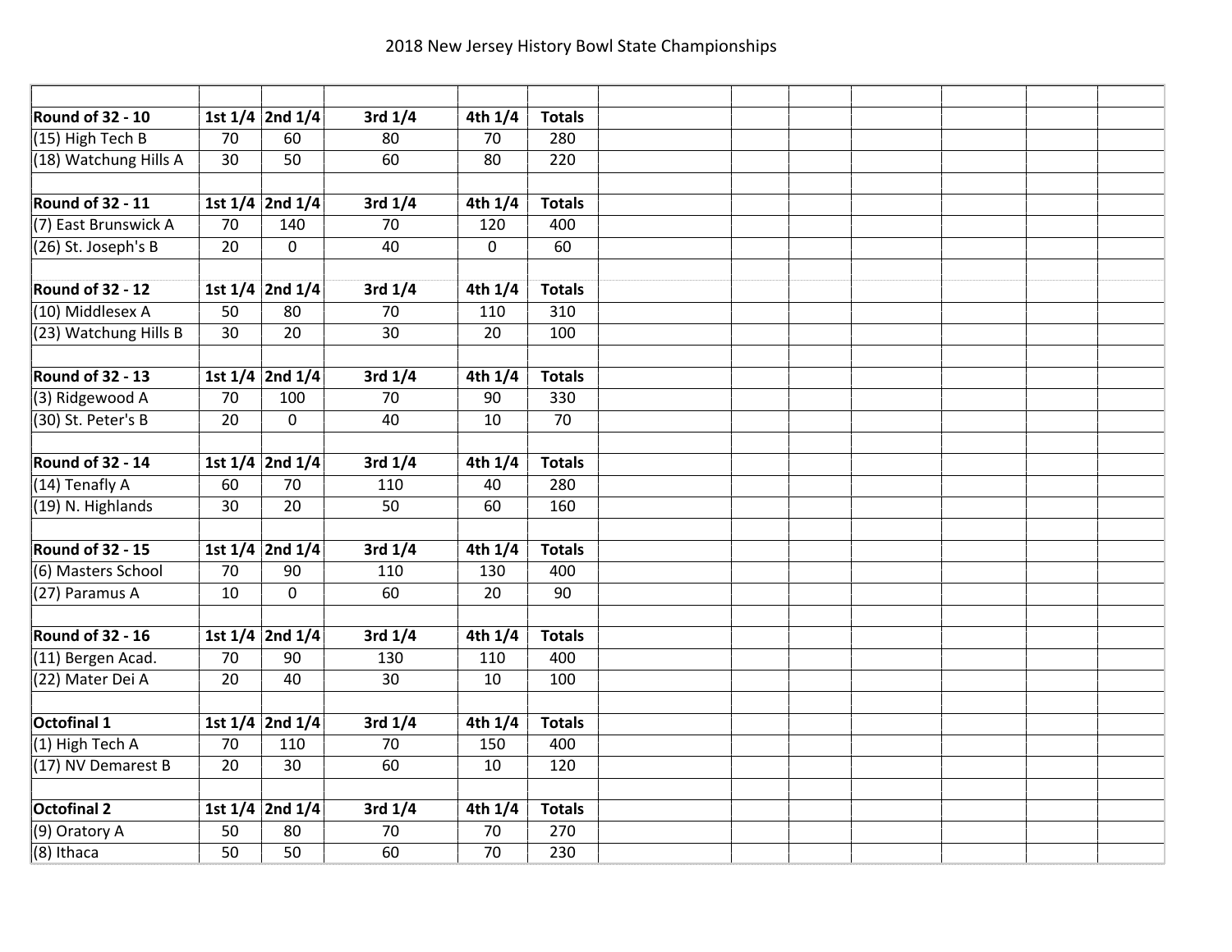2018 New Jersey History Bowl State Championships

| Round of 32 - 10 | 1st 1/4 | 2nd 1/4 | 3rd 1/4 | 4th 1/4 | Totals |
|---|---|---|---|---|---|
| (15) High Tech B | 70 | 60 | 80 | 70 | 280 |
| (18) Watchung Hills A | 30 | 50 | 60 | 80 | 220 |
| | | | | | |
| **Round of 32 - 11** | **1st 1/4** | **2nd 1/4** | **3rd 1/4** | **4th 1/4** | **Totals** |
| (7) East Brunswick A | 70 | 140 | 70 | 120 | 400 |
| (26) St. Joseph's B | 20 | 0 | 40 | 0 | 60 |
| | | | | | |
| **Round of 32 - 12** | **1st 1/4** | **2nd 1/4** | **3rd 1/4** | **4th 1/4** | **Totals** |
| (10) Middlesex A | 50 | 80 | 70 | 110 | 310 |
| (23) Watchung Hills B | 30 | 20 | 30 | 20 | 100 |
| | | | | | |
| **Round of 32 - 13** | **1st 1/4** | **2nd 1/4** | **3rd 1/4** | **4th 1/4** | **Totals** |
| (3) Ridgewood A | 70 | 100 | 70 | 90 | 330 |
| (30) St. Peter's B | 20 | 0 | 40 | 10 | 70 |
| | | | | | |
| **Round of 32 - 14** | **1st 1/4** | **2nd 1/4** | **3rd 1/4** | **4th 1/4** | **Totals** |
| (14) Tenafly A | 60 | 70 | 110 | 40 | 280 |
| (19) N. Highlands | 30 | 20 | 50 | 60 | 160 |
| | | | | | |
| **Round of 32 - 15** | **1st 1/4** | **2nd 1/4** | **3rd 1/4** | **4th 1/4** | **Totals** |
| (6) Masters School | 70 | 90 | 110 | 130 | 400 |
| (27) Paramus A | 10 | 0 | 60 | 20 | 90 |
| | | | | | |
| **Round of 32 - 16** | **1st 1/4** | **2nd 1/4** | **3rd 1/4** | **4th 1/4** | **Totals** |
| (11) Bergen Acad. | 70 | 90 | 130 | 110 | 400 |
| (22) Mater Dei A | 20 | 40 | 30 | 10 | 100 |
| | | | | | |
| **Octofinal 1** | **1st 1/4** | **2nd 1/4** | **3rd 1/4** | **4th 1/4** | **Totals** |
| (1) High Tech A | 70 | 110 | 70 | 150 | 400 |
| (17) NV Demarest B | 20 | 30 | 60 | 10 | 120 |
| | | | | | |
| **Octofinal 2** | **1st 1/4** | **2nd 1/4** | **3rd 1/4** | **4th 1/4** | **Totals** |
| (9) Oratory A | 50 | 80 | 70 | 70 | 270 |
| (8) Ithaca | 50 | 50 | 60 | 70 | 230 |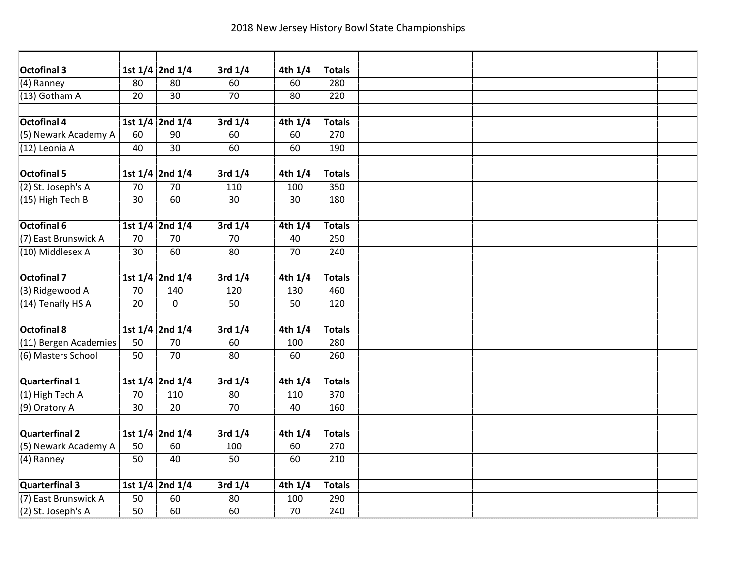# 2018 New Jersey History Bowl State Championships

| | | | | | |
|---|---|---|---|---|---|
| **Octofinal 3** | **1st 1/4** | **2nd 1/4** | **3rd 1/4** | **4th 1/4** | **Totals** |
| (4) Ranney | 80 | 80 | 60 | 60 | 280 |
| (13) Gotham A | 20 | 30 | 70 | 80 | 220 |
| | | | | | |
| **Octofinal 4** | **1st 1/4** | **2nd 1/4** | **3rd 1/4** | **4th 1/4** | **Totals** |
| (5) Newark Academy A | 60 | 90 | 60 | 60 | 270 |
| (12) Leonia A | 40 | 30 | 60 | 60 | 190 |
| | | | | | |
| **Octofinal 5** | **1st 1/4** | **2nd 1/4** | **3rd 1/4** | **4th 1/4** | **Totals** |
| (2) St. Joseph's A | 70 | 70 | 110 | 100 | 350 |
| (15) High Tech B | 30 | 60 | 30 | 30 | 180 |
| | | | | | |
| **Octofinal 6** | **1st 1/4** | **2nd 1/4** | **3rd 1/4** | **4th 1/4** | **Totals** |
| (7) East Brunswick A | 70 | 70 | 70 | 40 | 250 |
| (10) Middlesex A | 30 | 60 | 80 | 70 | 240 |
| | | | | | |
| **Octofinal 7** | **1st 1/4** | **2nd 1/4** | **3rd 1/4** | **4th 1/4** | **Totals** |
| (3) Ridgewood A | 70 | 140 | 120 | 130 | 460 |
| (14) Tenafly HS A | 20 | 0 | 50 | 50 | 120 |
| | | | | | |
| **Octofinal 8** | **1st 1/4** | **2nd 1/4** | **3rd 1/4** | **4th 1/4** | **Totals** |
| (11) Bergen Academies | 50 | 70 | 60 | 100 | 280 |
| (6) Masters School | 50 | 70 | 80 | 60 | 260 |
| | | | | | |
| **Quarterfinal 1** | **1st 1/4** | **2nd 1/4** | **3rd 1/4** | **4th 1/4** | **Totals** |
| (1) High Tech A | 70 | 110 | 80 | 110 | 370 |
| (9) Oratory A | 30 | 20 | 70 | 40 | 160 |
| | | | | | |
| **Quarterfinal 2** | **1st 1/4** | **2nd 1/4** | **3rd 1/4** | **4th 1/4** | **Totals** |
| (5) Newark Academy A | 50 | 60 | 100 | 60 | 270 |
| (4) Ranney | 50 | 40 | 50 | 60 | 210 |
| | | | | | |
| **Quarterfinal 3** | **1st 1/4** | **2nd 1/4** | **3rd 1/4** | **4th 1/4** | **Totals** |
| (7) East Brunswick A | 50 | 60 | 80 | 100 | 290 |
| (2) St. Joseph's A | 50 | 60 | 60 | 70 | 240 |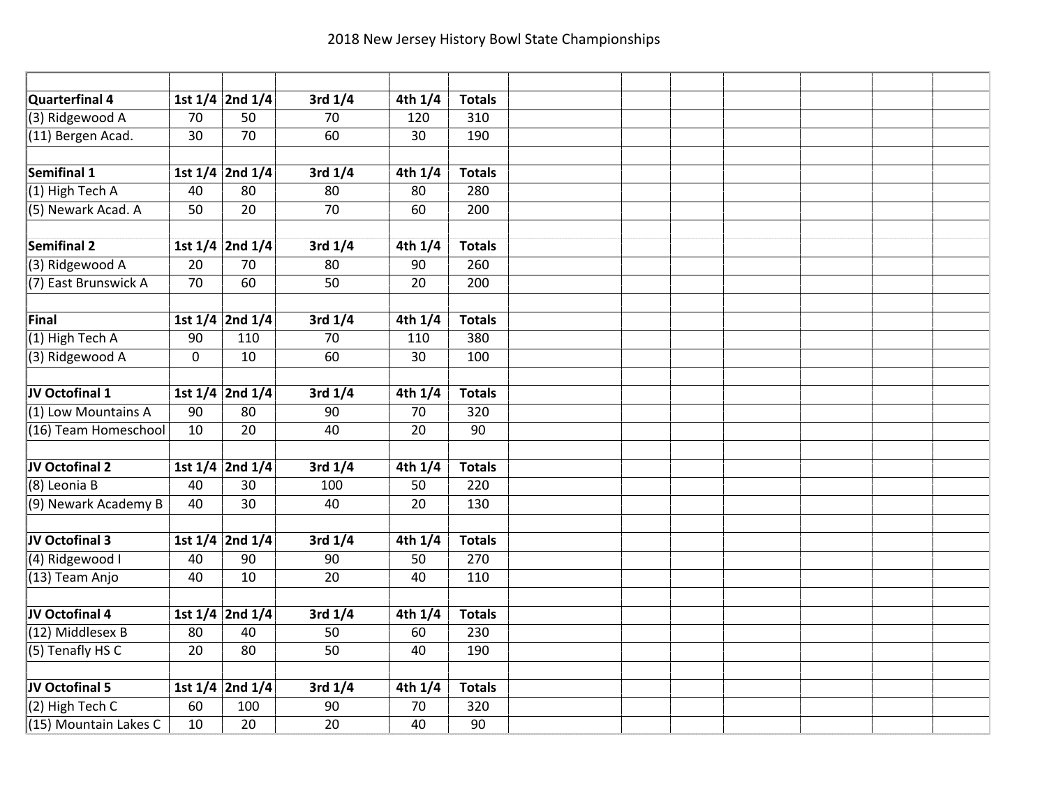# 2018 New Jersey History Bowl State Championships

| | | | | | |
|---|---|---|---|---|---|
| **Quarterfinal 4** | **1st 1/4** | **2nd 1/4** | **3rd 1/4** | **4th 1/4** | **Totals** |
| (3) Ridgewood A | 70 | 50 | 70 | 120 | 310 |
| (11) Bergen Acad. | 30 | 70 | 60 | 30 | 190 |
| | | | | | |
| **Semifinal 1** | **1st 1/4** | **2nd 1/4** | **3rd 1/4** | **4th 1/4** | **Totals** |
| (1) High Tech A | 40 | 80 | 80 | 80 | 280 |
| (5) Newark Acad. A | 50 | 20 | 70 | 60 | 200 |
| | | | | | |
| **Semifinal 2** | **1st 1/4** | **2nd 1/4** | **3rd 1/4** | **4th 1/4** | **Totals** |
| (3) Ridgewood A | 20 | 70 | 80 | 90 | 260 |
| (7) East Brunswick A | 70 | 60 | 50 | 20 | 200 |
| | | | | | |
| **Final** | **1st 1/4** | **2nd 1/4** | **3rd 1/4** | **4th 1/4** | **Totals** |
| (1) High Tech A | 90 | 110 | 70 | 110 | 380 |
| (3) Ridgewood A | 0 | 10 | 60 | 30 | 100 |
| | | | | | |
| **JV Octofinal 1** | **1st 1/4** | **2nd 1/4** | **3rd 1/4** | **4th 1/4** | **Totals** |
| (1) Low Mountains A | 90 | 80 | 90 | 70 | 320 |
| (16) Team Homeschool | 10 | 20 | 40 | 20 | 90 |
| | | | | | |
| **JV Octofinal 2** | **1st 1/4** | **2nd 1/4** | **3rd 1/4** | **4th 1/4** | **Totals** |
| (8) Leonia B | 40 | 30 | 100 | 50 | 220 |
| (9) Newark Academy B | 40 | 30 | 40 | 20 | 130 |
| | | | | | |
| **JV Octofinal 3** | **1st 1/4** | **2nd 1/4** | **3rd 1/4** | **4th 1/4** | **Totals** |
| (4) Ridgewood I | 40 | 90 | 90 | 50 | 270 |
| (13) Team Anjo | 40 | 10 | 20 | 40 | 110 |
| | | | | | |
| **JV Octofinal 4** | **1st 1/4** | **2nd 1/4** | **3rd 1/4** | **4th 1/4** | **Totals** |
| (12) Middlesex B | 80 | 40 | 50 | 60 | 230 |
| (5) Tenafly HS C | 20 | 80 | 50 | 40 | 190 |
| | | | | | |
| **JV Octofinal 5** | **1st 1/4** | **2nd 1/4** | **3rd 1/4** | **4th 1/4** | **Totals** |
| (2) High Tech C | 60 | 100 | 90 | 70 | 320 |
| (15) Mountain Lakes C | 10 | 20 | 20 | 40 | 90 |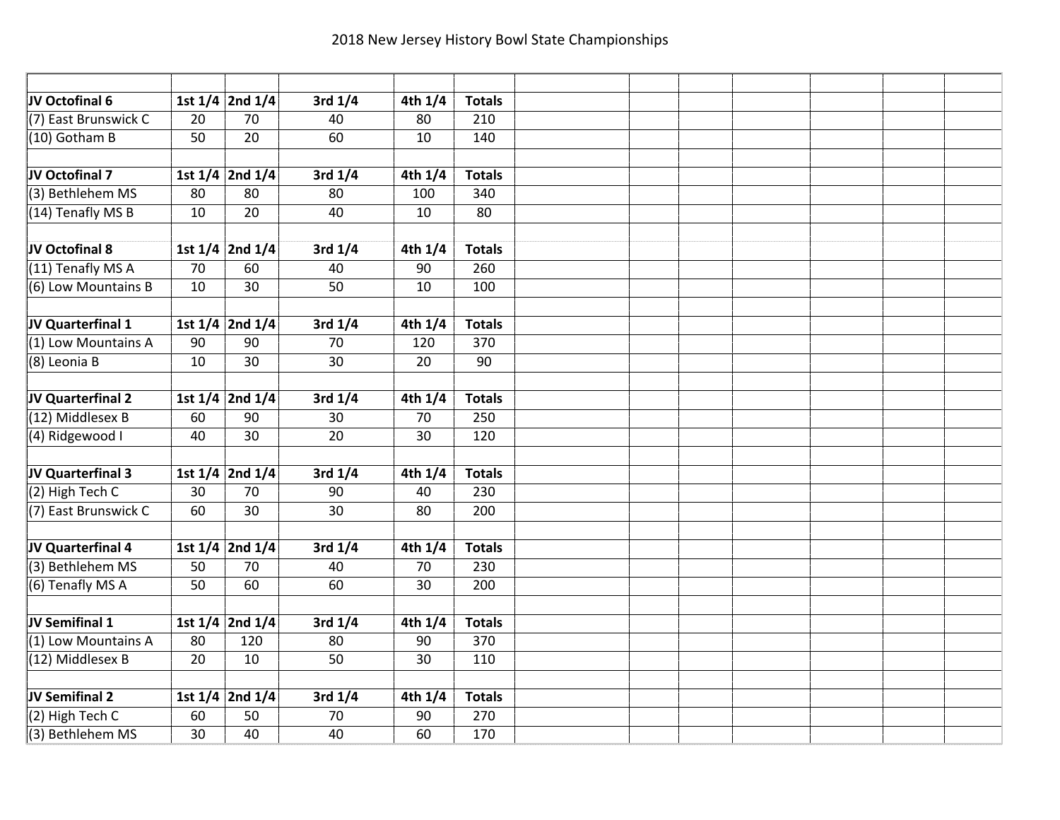## 2018 New Jersey History Bowl State Championships

| JV Octofinal 6 | 1st 1/4 | 2nd 1/4 | 3rd 1/4 | 4th 1/4 | Totals |
|---|---|---|---|---|---|
| (7) East Brunswick C | 20 | 70 | 40 | 80 | 210 |
| (10) Gotham B | 50 | 20 | 60 | 10 | 140 |

| JV Octofinal 7 | 1st 1/4 | 2nd 1/4 | 3rd 1/4 | 4th 1/4 | Totals |
|---|---|---|---|---|---|
| (3) Bethlehem MS | 80 | 80 | 80 | 100 | 340 |
| (14) Tenafly MS B | 10 | 20 | 40 | 10 | 80 |

| JV Octofinal 8 | 1st 1/4 | 2nd 1/4 | 3rd 1/4 | 4th 1/4 | Totals |
|---|---|---|---|---|---|
| (11) Tenafly MS A | 70 | 60 | 40 | 90 | 260 |
| (6) Low Mountains B | 10 | 30 | 50 | 10 | 100 |

| JV Quarterfinal 1 | 1st 1/4 | 2nd 1/4 | 3rd 1/4 | 4th 1/4 | Totals |
|---|---|---|---|---|---|
| (1) Low Mountains A | 90 | 90 | 70 | 120 | 370 |
| (8) Leonia B | 10 | 30 | 30 | 20 | 90 |

| JV Quarterfinal 2 | 1st 1/4 | 2nd 1/4 | 3rd 1/4 | 4th 1/4 | Totals |
|---|---|---|---|---|---|
| (12) Middlesex B | 60 | 90 | 30 | 70 | 250 |
| (4) Ridgewood I | 40 | 30 | 20 | 30 | 120 |

| JV Quarterfinal 3 | 1st 1/4 | 2nd 1/4 | 3rd 1/4 | 4th 1/4 | Totals |
|---|---|---|---|---|---|
| (2) High Tech C | 30 | 70 | 90 | 40 | 230 |
| (7) East Brunswick C | 60 | 30 | 30 | 80 | 200 |

| JV Quarterfinal 4 | 1st 1/4 | 2nd 1/4 | 3rd 1/4 | 4th 1/4 | Totals |
|---|---|---|---|---|---|
| (3) Bethlehem MS | 50 | 70 | 40 | 70 | 230 |
| (6) Tenafly MS A | 50 | 60 | 60 | 30 | 200 |

| JV Semifinal 1 | 1st 1/4 | 2nd 1/4 | 3rd 1/4 | 4th 1/4 | Totals |
|---|---|---|---|---|---|
| (1) Low Mountains A | 80 | 120 | 80 | 90 | 370 |
| (12) Middlesex B | 20 | 10 | 50 | 30 | 110 |

| JV Semifinal 2 | 1st 1/4 | 2nd 1/4 | 3rd 1/4 | 4th 1/4 | Totals |
|---|---|---|---|---|---|
| (2) High Tech C | 60 | 50 | 70 | 90 | 270 |
| (3) Bethlehem MS | 30 | 40 | 40 | 60 | 170 |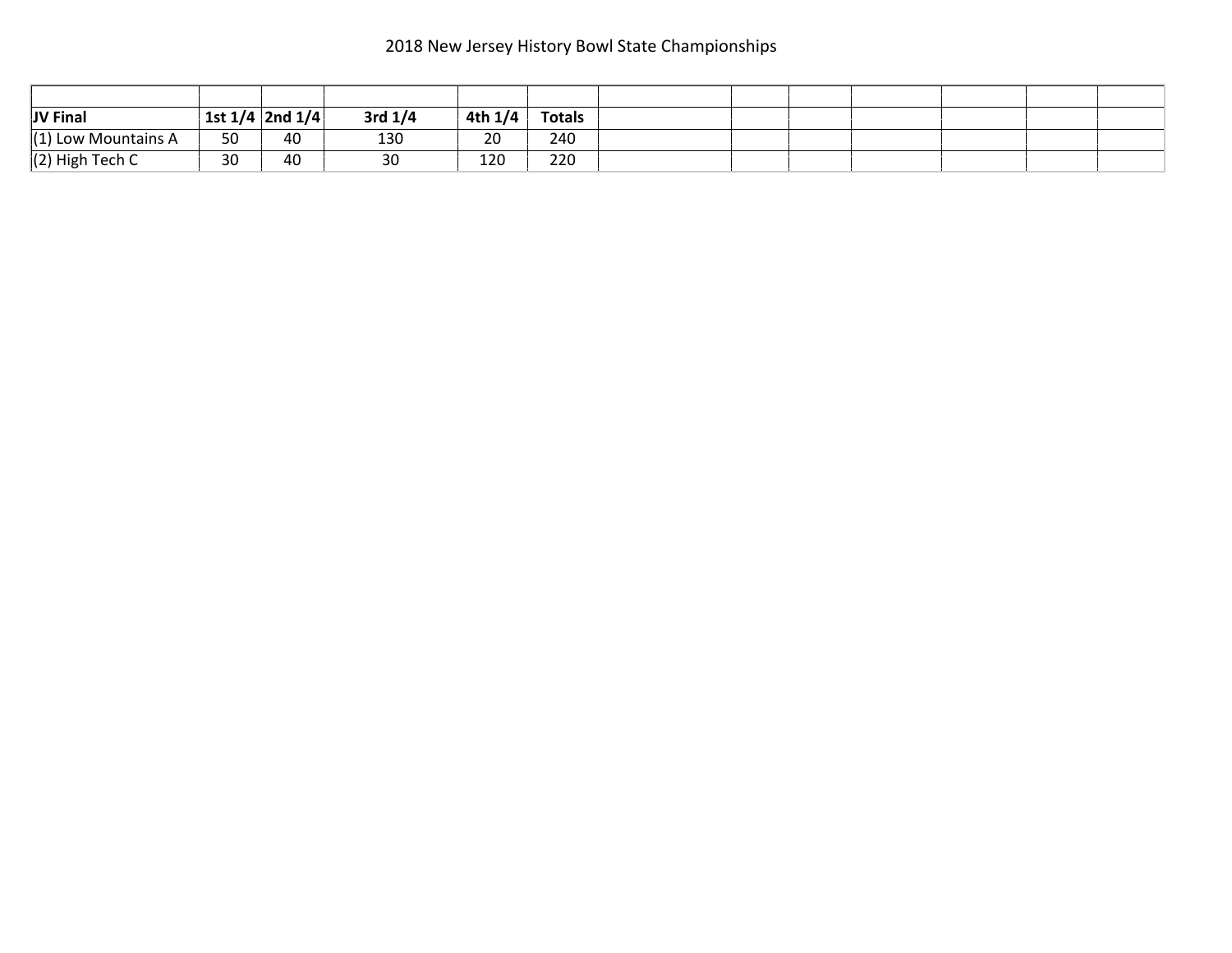2018 New Jersey History Bowl State Championships

| JV Final | 1st 1/4 | 2nd 1/4 | 3rd 1/4 | 4th 1/4 | Totals |
|---|---|---|---|---|---|
| (1) Low Mountains A | 50 | 40 | 130 | 20 | 240 |
| (2) High Tech C | 30 | 40 | 30 | 120 | 220 |